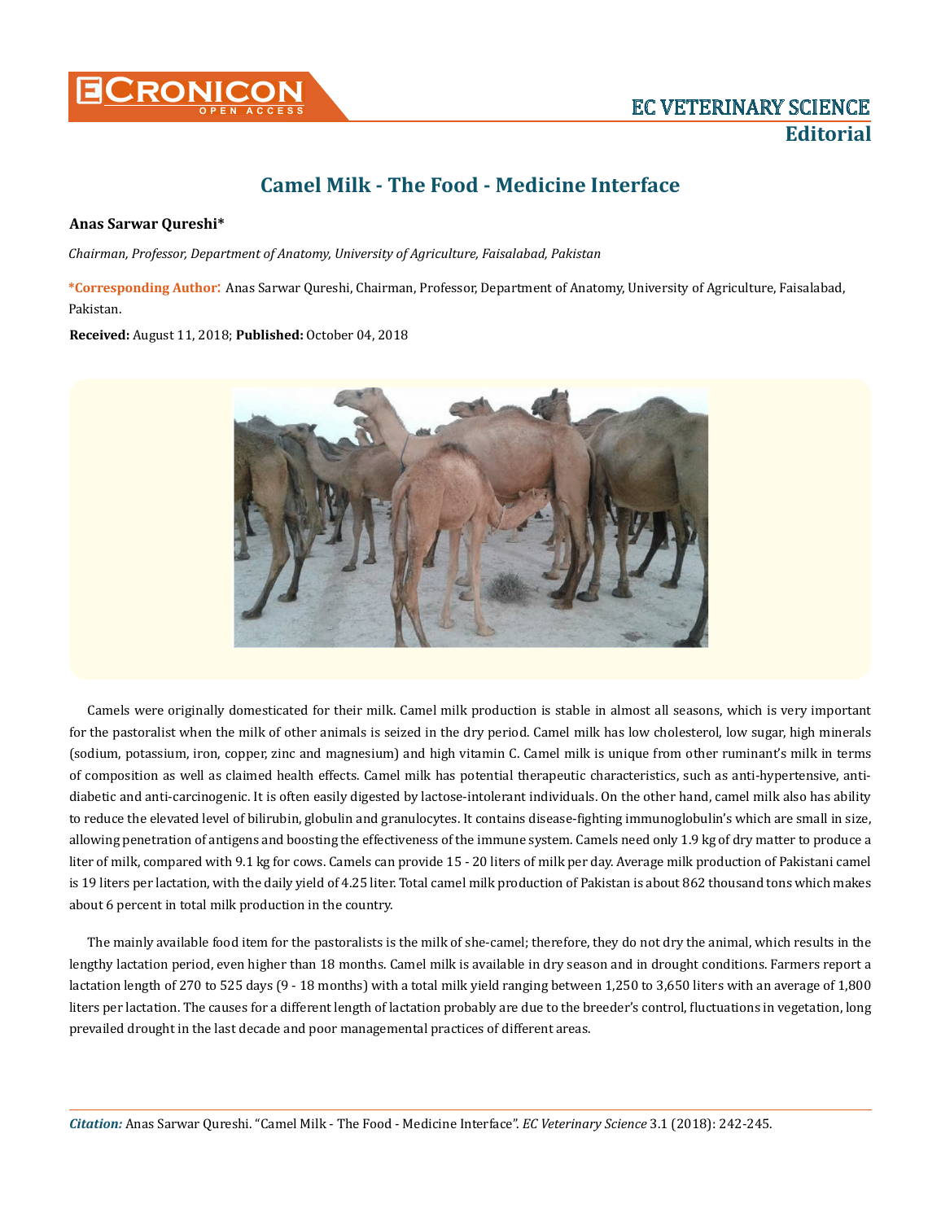# Camel Milk - The Food - Medicine Interface

**Anas Sarwar Qureshi***

*Chairman, Professor, Department of Anatomy, University of Agriculture, Faisalabad, Pakistan*

***Corresponding Author:** Anas Sarwar Qureshi, Chairman, Professor, Department of Anatomy, University of Agriculture, Faisalabad, Pakistan.

**Received:** August 11, 2018; **Published:** October 04, 2018

Camels were originally domesticated for their milk. Camel milk production is stable in almost all seasons, which is very important for the pastoralist when the milk of other animals is seized in the dry period. Camel milk has low cholesterol, low sugar, high minerals (sodium, potassium, iron, copper, zinc and magnesium) and high vitamin C. Camel milk is unique from other ruminant's milk in terms of composition as well as claimed health effects. Camel milk has potential therapeutic characteristics, such as anti-hypertensive, anti-diabetic and anti-carcinogenic. It is often easily digested by lactose-intolerant individuals. On the other hand, camel milk also has ability to reduce the elevated level of bilirubin, globulin and granulocytes. It contains disease-fighting immunoglobulin's which are small in size, allowing penetration of antigens and boosting the effectiveness of the immune system. Camels need only 1.9 kg of dry matter to produce a liter of milk, compared with 9.1 kg for cows. Camels can provide 15 - 20 liters of milk per day. Average milk production of Pakistani camel is 19 liters per lactation, with the daily yield of 4.25 liter. Total camel milk production of Pakistan is about 862 thousand tons which makes about 6 percent in total milk production in the country.

The mainly available food item for the pastoralists is the milk of she-camel; therefore, they do not dry the animal, which results in the lengthy lactation period, even higher than 18 months. Camel milk is available in dry season and in drought conditions. Farmers report a lactation length of 270 to 525 days (9 - 18 months) with a total milk yield ranging between 1,250 to 3,650 liters with an average of 1,800 liters per lactation. The causes for a different length of lactation probably are due to the breeder's control, fluctuations in vegetation, long prevailed drought in the last decade and poor managemental practices of different areas.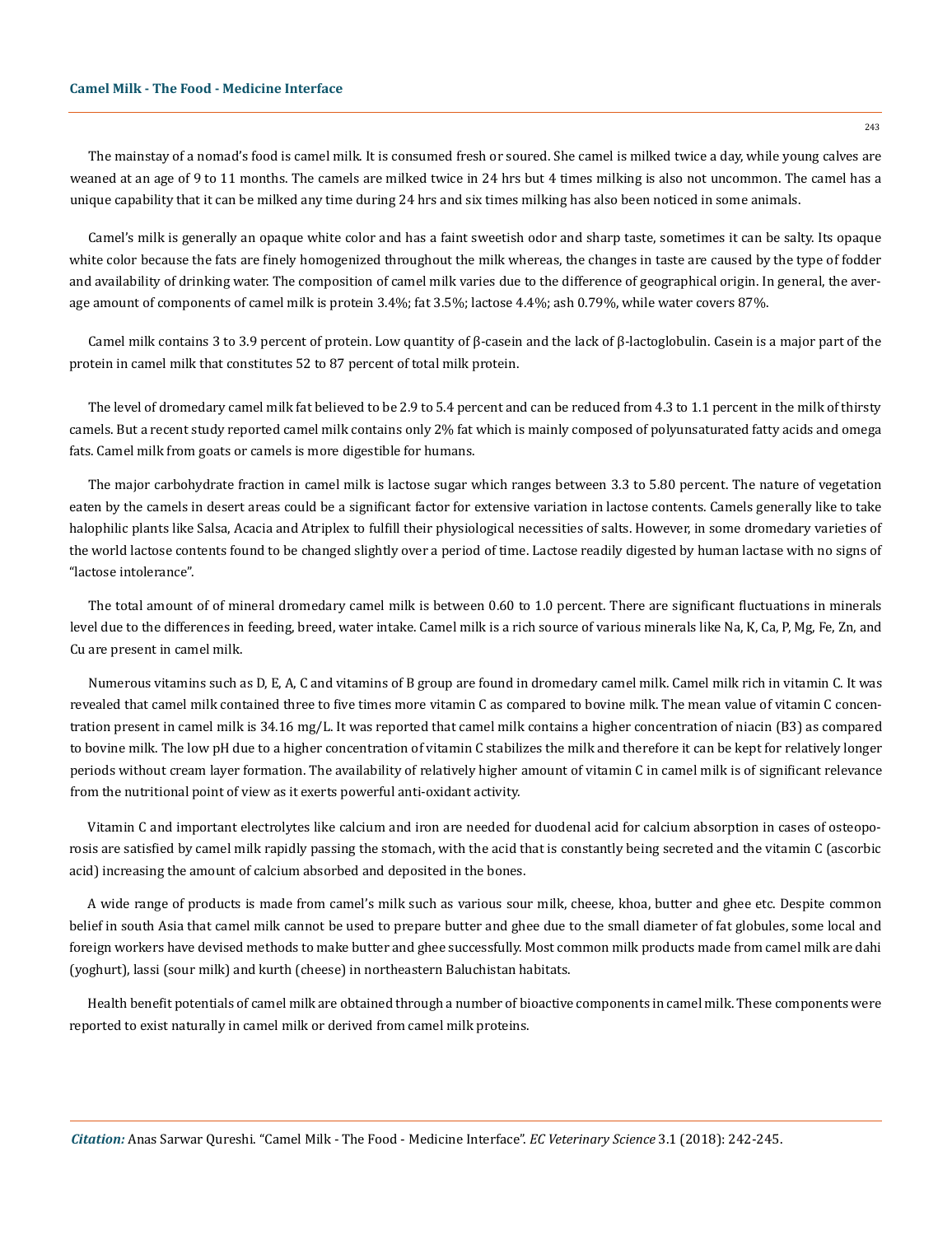The mainstay of a nomad's food is camel milk. It is consumed fresh or soured. She camel is milked twice a day, while young calves are weaned at an age of 9 to 11 months. The camels are milked twice in 24 hrs but 4 times milking is also not uncommon. The camel has a unique capability that it can be milked any time during 24 hrs and six times milking has also been noticed in some animals.

Camel's milk is generally an opaque white color and has a faint sweetish odor and sharp taste, sometimes it can be salty. Its opaque white color because the fats are finely homogenized throughout the milk whereas, the changes in taste are caused by the type of fodder and availability of drinking water. The composition of camel milk varies due to the difference of geographical origin. In general, the average amount of components of camel milk is protein 3.4%; fat 3.5%; lactose 4.4%; ash 0.79%, while water covers 87%.

Camel milk contains 3 to 3.9 percent of protein. Low quantity of β-casein and the lack of β-lactoglobulin. Casein is a major part of the protein in camel milk that constitutes 52 to 87 percent of total milk protein.

The level of dromedary camel milk fat believed to be 2.9 to 5.4 percent and can be reduced from 4.3 to 1.1 percent in the milk of thirsty camels. But a recent study reported camel milk contains only 2% fat which is mainly composed of polyunsaturated fatty acids and omega fats. Camel milk from goats or camels is more digestible for humans.

The major carbohydrate fraction in camel milk is lactose sugar which ranges between 3.3 to 5.80 percent. The nature of vegetation eaten by the camels in desert areas could be a significant factor for extensive variation in lactose contents. Camels generally like to take halophilic plants like Salsa, Acacia and Atriplex to fulfill their physiological necessities of salts. However, in some dromedary varieties of the world lactose contents found to be changed slightly over a period of time. Lactose readily digested by human lactase with no signs of "lactose intolerance".

The total amount of of mineral dromedary camel milk is between 0.60 to 1.0 percent. There are significant fluctuations in minerals level due to the differences in feeding, breed, water intake. Camel milk is a rich source of various minerals like Na, K, Ca, P, Mg, Fe, Zn, and Cu are present in camel milk.

Numerous vitamins such as D, E, A, C and vitamins of B group are found in dromedary camel milk. Camel milk rich in vitamin C. It was revealed that camel milk contained three to five times more vitamin C as compared to bovine milk. The mean value of vitamin C concentration present in camel milk is 34.16 mg/L. It was reported that camel milk contains a higher concentration of niacin (B3) as compared to bovine milk. The low pH due to a higher concentration of vitamin C stabilizes the milk and therefore it can be kept for relatively longer periods without cream layer formation. The availability of relatively higher amount of vitamin C in camel milk is of significant relevance from the nutritional point of view as it exerts powerful anti-oxidant activity.

Vitamin C and important electrolytes like calcium and iron are needed for duodenal acid for calcium absorption in cases of osteoporosis are satisfied by camel milk rapidly passing the stomach, with the acid that is constantly being secreted and the vitamin C (ascorbic acid) increasing the amount of calcium absorbed and deposited in the bones.

A wide range of products is made from camel's milk such as various sour milk, cheese, khoa, butter and ghee etc. Despite common belief in south Asia that camel milk cannot be used to prepare butter and ghee due to the small diameter of fat globules, some local and foreign workers have devised methods to make butter and ghee successfully. Most common milk products made from camel milk are dahi (yoghurt), lassi (sour milk) and kurth (cheese) in northeastern Baluchistan habitats.

Health benefit potentials of camel milk are obtained through a number of bioactive components in camel milk. These components were reported to exist naturally in camel milk or derived from camel milk proteins.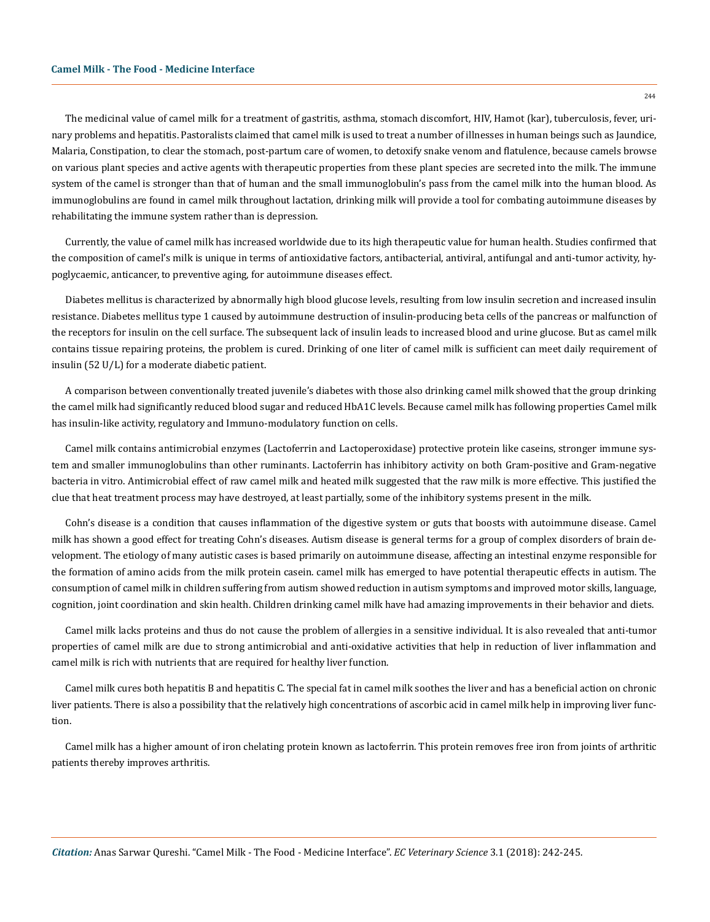The medicinal value of camel milk for a treatment of gastritis, asthma, stomach discomfort, HIV, Hamot (kar), tuberculosis, fever, urinary problems and hepatitis. Pastoralists claimed that camel milk is used to treat a number of illnesses in human beings such as Jaundice, Malaria, Constipation, to clear the stomach, post-partum care of women, to detoxify snake venom and flatulence, because camels browse on various plant species and active agents with therapeutic properties from these plant species are secreted into the milk. The immune system of the camel is stronger than that of human and the small immunoglobulin's pass from the camel milk into the human blood. As immunoglobulins are found in camel milk throughout lactation, drinking milk will provide a tool for combating autoimmune diseases by rehabilitating the immune system rather than is depression.

Currently, the value of camel milk has increased worldwide due to its high therapeutic value for human health. Studies confirmed that the composition of camel's milk is unique in terms of antioxidative factors, antibacterial, antiviral, antifungal and anti-tumor activity, hypoglycaemic, anticancer, to preventive aging, for autoimmune diseases effect.

Diabetes mellitus is characterized by abnormally high blood glucose levels, resulting from low insulin secretion and increased insulin resistance. Diabetes mellitus type 1 caused by autoimmune destruction of insulin-producing beta cells of the pancreas or malfunction of the receptors for insulin on the cell surface. The subsequent lack of insulin leads to increased blood and urine glucose. But as camel milk contains tissue repairing proteins, the problem is cured. Drinking of one liter of camel milk is sufficient can meet daily requirement of insulin (52 U/L) for a moderate diabetic patient.

A comparison between conventionally treated juvenile's diabetes with those also drinking camel milk showed that the group drinking the camel milk had significantly reduced blood sugar and reduced HbA1C levels. Because camel milk has following properties Camel milk has insulin-like activity, regulatory and Immuno-modulatory function on cells.

Camel milk contains antimicrobial enzymes (Lactoferrin and Lactoperoxidase) protective protein like caseins, stronger immune system and smaller immunoglobulins than other ruminants. Lactoferrin has inhibitory activity on both Gram-positive and Gram-negative bacteria in vitro. Antimicrobial effect of raw camel milk and heated milk suggested that the raw milk is more effective. This justified the clue that heat treatment process may have destroyed, at least partially, some of the inhibitory systems present in the milk.

Cohn's disease is a condition that causes inflammation of the digestive system or guts that boosts with autoimmune disease. Camel milk has shown a good effect for treating Cohn's diseases. Autism disease is general terms for a group of complex disorders of brain development. The etiology of many autistic cases is based primarily on autoimmune disease, affecting an intestinal enzyme responsible for the formation of amino acids from the milk protein casein. camel milk has emerged to have potential therapeutic effects in autism. The consumption of camel milk in children suffering from autism showed reduction in autism symptoms and improved motor skills, language, cognition, joint coordination and skin health. Children drinking camel milk have had amazing improvements in their behavior and diets.

Camel milk lacks proteins and thus do not cause the problem of allergies in a sensitive individual. It is also revealed that anti-tumor properties of camel milk are due to strong antimicrobial and anti-oxidative activities that help in reduction of liver inflammation and camel milk is rich with nutrients that are required for healthy liver function.

Camel milk cures both hepatitis B and hepatitis C. The special fat in camel milk soothes the liver and has a beneficial action on chronic liver patients. There is also a possibility that the relatively high concentrations of ascorbic acid in camel milk help in improving liver function.

Camel milk has a higher amount of iron chelating protein known as lactoferrin. This protein removes free iron from joints of arthritic patients thereby improves arthritis.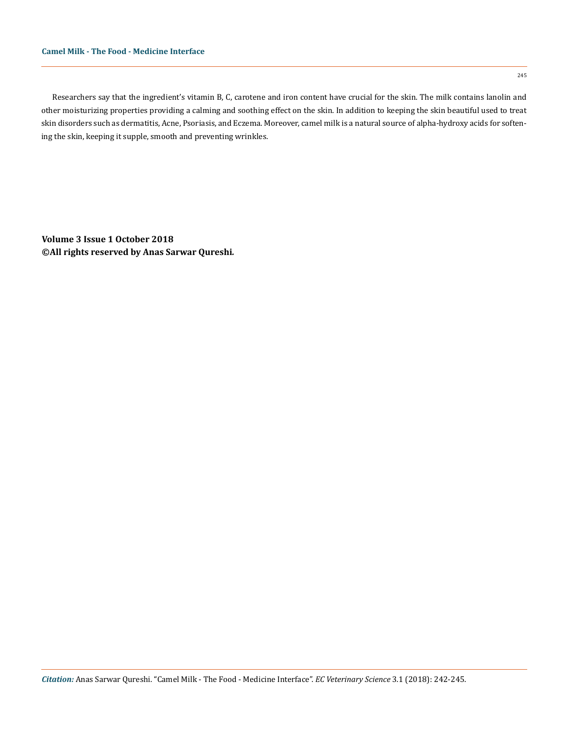Researchers say that the ingredient's vitamin B, C, carotene and iron content have crucial for the skin. The milk contains lanolin and other moisturizing properties providing a calming and soothing effect on the skin. In addition to keeping the skin beautiful used to treat skin disorders such as dermatitis, Acne, Psoriasis, and Eczema. Moreover, camel milk is a natural source of alpha-hydroxy acids for softening the skin, keeping it supple, smooth and preventing wrinkles.

**Volume 3 Issue 1 October 2018**
**©All rights reserved by Anas Sarwar Qureshi.**